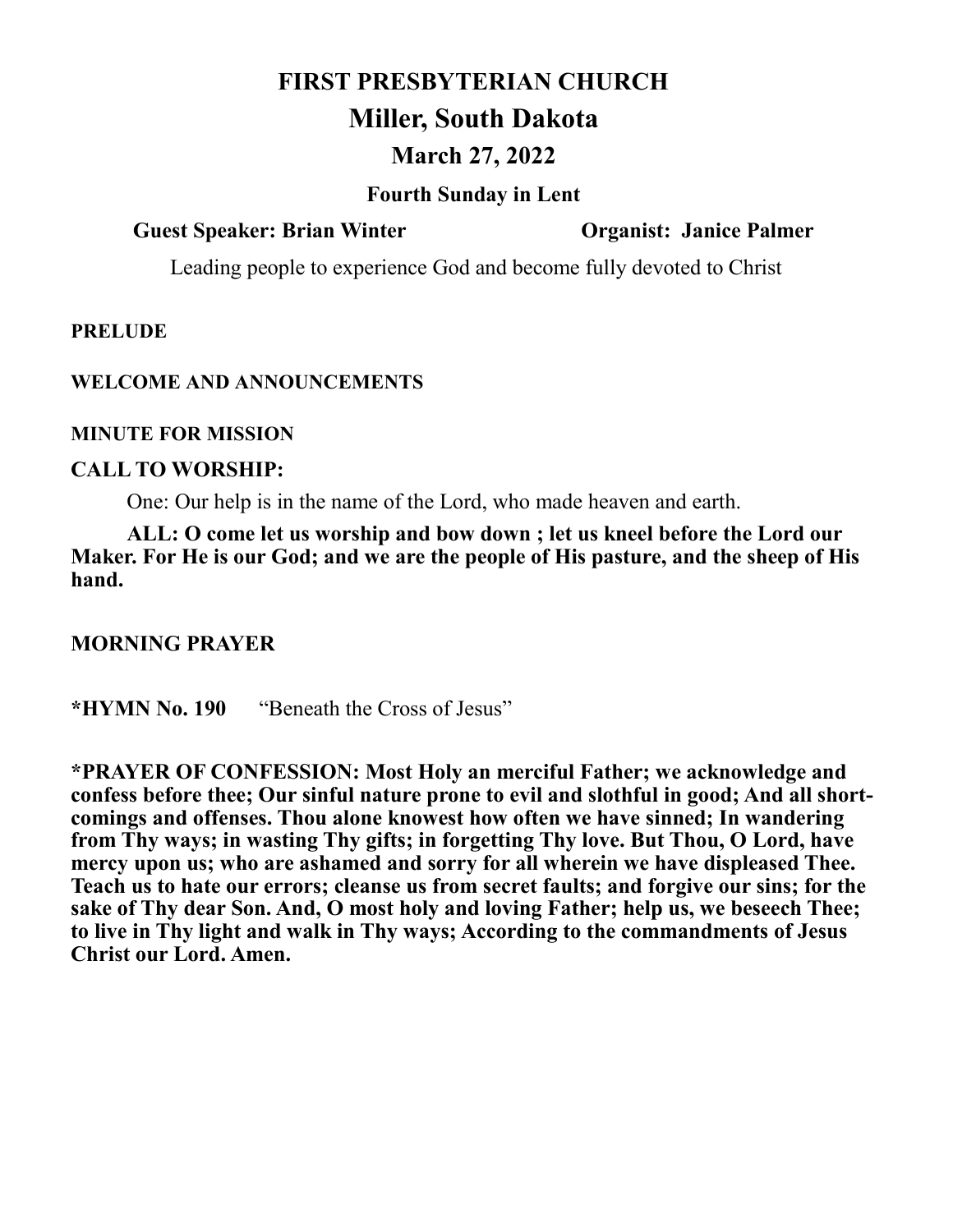# FIRST PRESBYTERIAN CHURCH

## Miller, South Dakota

### March 27, 2022

**Fourth Sunday in Lent**

**Guest Speaker: Brian Winter** **Organist: Janice Palmer**

Leading people to experience God and become fully devoted to Christ

**PRELUDE**

**WELCOME AND ANNOUNCEMENTS**

**MINUTE FOR MISSION**

**CALL TO WORSHIP:**

One: Our help is in the name of the Lord, who made heaven and earth.

**ALL: O come let us worship and bow down ; let us kneel before the Lord our Maker. For He is our God; and we are the people of His pasture, and the sheep of His hand.**

**MORNING PRAYER**

**\*HYMN No. 190** "Beneath the Cross of Jesus"

**\*PRAYER OF CONFESSION: Most Holy an merciful Father; we acknowledge and confess before thee; Our sinful nature prone to evil and slothful in good; And all short-comings and offenses. Thou alone knowest how often we have sinned; In wandering from Thy ways; in wasting Thy gifts; in forgetting Thy love. But Thou, O Lord, have mercy upon us; who are ashamed and sorry for all wherein we have displeased Thee. Teach us to hate our errors; cleanse us from secret faults; and forgive our sins; for the sake of Thy dear Son. And, O most holy and loving Father; help us, we beseech Thee; to live in Thy light and walk in Thy ways; According to the commandments of Jesus Christ our Lord. Amen.**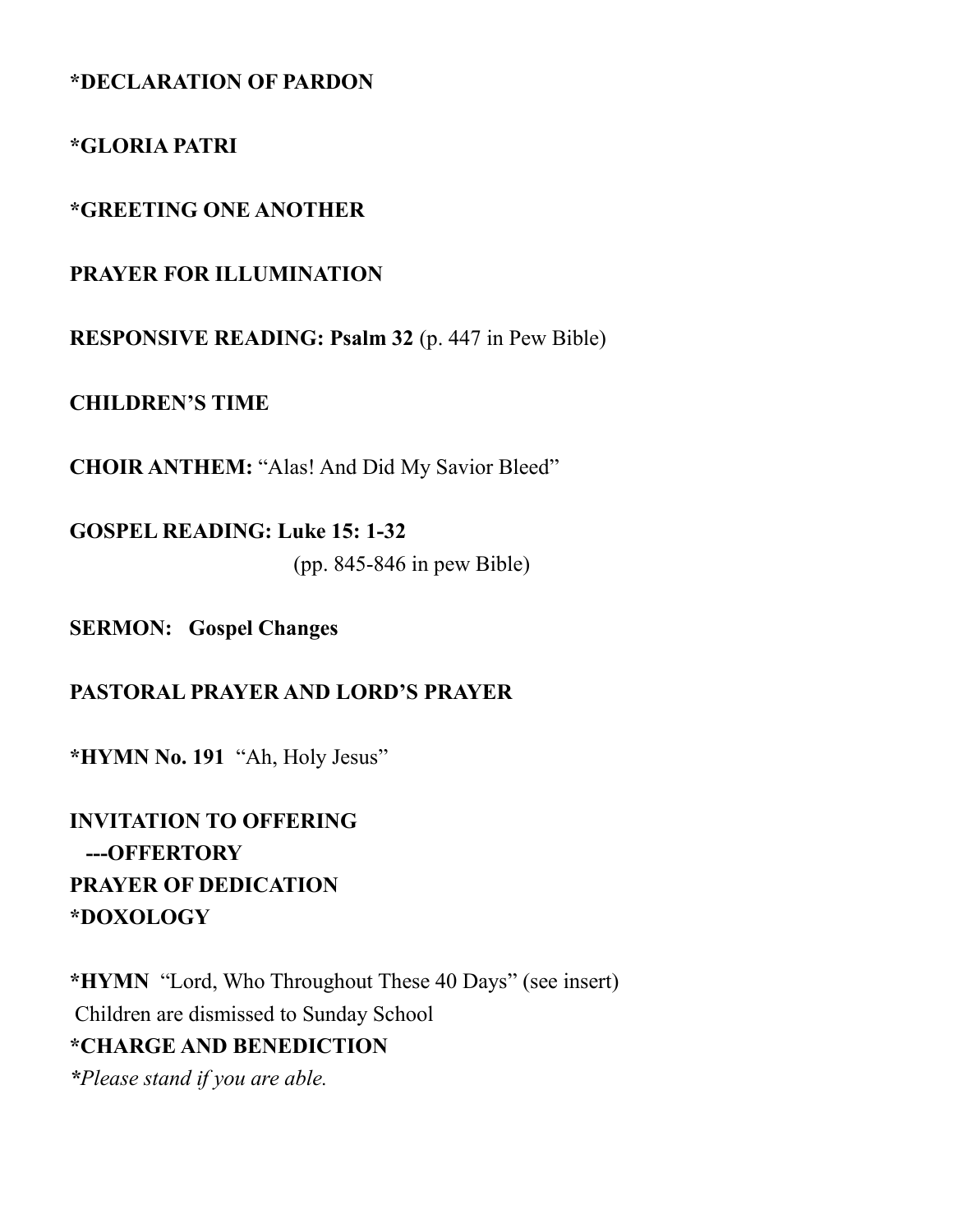**\*DECLARATION OF PARDON**

**\*GLORIA PATRI**

**\*GREETING ONE ANOTHER**

**PRAYER FOR ILLUMINATION**

**RESPONSIVE READING: Psalm 32** (p. 447 in Pew Bible)

**CHILDREN'S TIME**

**CHOIR ANTHEM:** "Alas! And Did My Savior Bleed"

**GOSPEL READING: Luke 15: 1-32**
(pp. 845-846 in pew Bible)

**SERMON: Gospel Changes**

**PASTORAL PRAYER AND LORD'S PRAYER**

**\*HYMN No. 191** "Ah, Holy Jesus"

**INVITATION TO OFFERING**
**---OFFERTORY**
**PRAYER OF DEDICATION**
**\*DOXOLOGY**

**\*HYMN** "Lord, Who Throughout These 40 Days" (see insert)
Children are dismissed to Sunday School
**\*CHARGE AND BENEDICTION**
*\*Please stand if you are able.*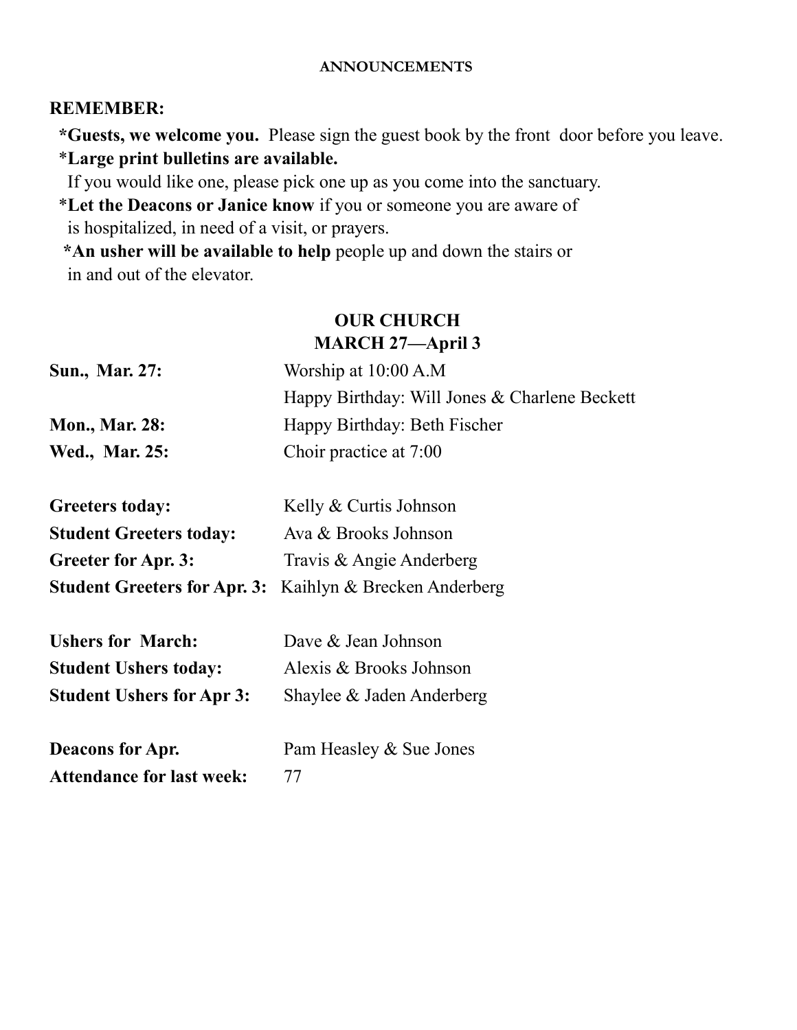**ANNOUNCEMENTS**

**REMEMBER:**

*__Guests, we welcome you.__ Please sign the guest book by the front door before you leave.

*__Large print bulletins are available.__
If you would like one, please pick one up as you come into the sanctuary.

*__Let the Deacons or Janice know__ if you or someone you are aware of is hospitalized, in need of a visit, or prayers.

*__An usher will be available to help__ people up and down the stairs or in and out of the elevator.

## OUR CHURCH
## MARCH 27—April 3

| | |
|---|---|
| **Sun., Mar. 27:** | Worship at 10:00 A.M |
| | Happy Birthday: Will Jones & Charlene Beckett |
| **Mon., Mar. 28:** | Happy Birthday: Beth Fischer |
| **Wed., Mar. 25:** | Choir practice at 7:00 |
| | |
| **Greeters today:** | Kelly & Curtis Johnson |
| **Student Greeters today:** | Ava & Brooks Johnson |
| **Greeter for Apr. 3:** | Travis & Angie Anderberg |
| **Student Greeters for Apr. 3:** | Kaihlyn & Brecken Anderberg |
| | |
| **Ushers for March:** | Dave & Jean Johnson |
| **Student Ushers today:** | Alexis & Brooks Johnson |
| **Student Ushers for Apr 3:** | Shaylee & Jaden Anderberg |
| | |
| **Deacons for Apr.** | Pam Heasley & Sue Jones |
| **Attendance for last week:** | 77 |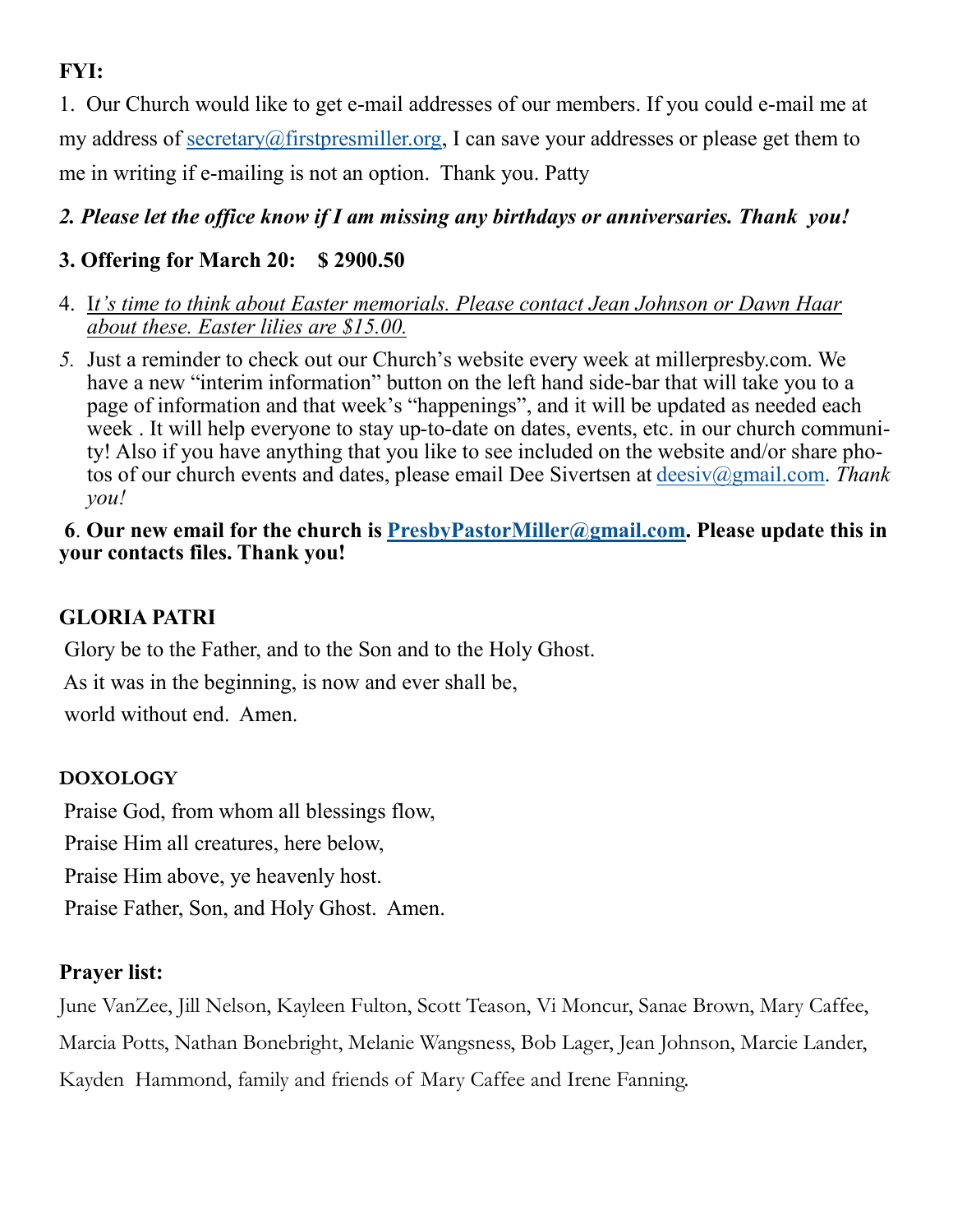**FYI:**

1. Our Church would like to get e-mail addresses of our members. If you could e-mail me at my address of secretary@firstpresmiller.org, I can save your addresses or please get them to me in writing if e-mailing is not an option. Thank you. Patty

***2. Please let the office know if I am missing any birthdays or anniversaries. Thank you!***

**3. Offering for March 20: $ 2900.50**

4. *It's time to think about Easter memorials. Please contact Jean Johnson or Dawn Haar about these. Easter lilies are $15.00.*

5. Just a reminder to check out our Church's website every week at millerpresby.com. We have a new "interim information" button on the left hand side-bar that will take you to a page of information and that week's "happenings", and it will be updated as needed each week . It will help everyone to stay up-to-date on dates, events, etc. in our church community! Also if you have anything that you like to see included on the website and/or share photos of our church events and dates, please email Dee Sivertsen at deesiv@gmail.com. *Thank you!*

**6. Our new email for the church is PresbyPastorMiller@gmail.com. Please update this in your contacts files. Thank you!**

**GLORIA PATRI**

Glory be to the Father, and to the Son and to the Holy Ghost.
As it was in the beginning, is now and ever shall be,
world without end. Amen.

**DOXOLOGY**

Praise God, from whom all blessings flow,
Praise Him all creatures, here below,
Praise Him above, ye heavenly host.
Praise Father, Son, and Holy Ghost. Amen.

**Prayer list:**

June VanZee, Jill Nelson, Kayleen Fulton, Scott Teason, Vi Moncur, Sanae Brown, Mary Caffee, Marcia Potts, Nathan Bonebright, Melanie Wangsness, Bob Lager, Jean Johnson, Marcie Lander, Kayden Hammond, family and friends of Mary Caffee and Irene Fanning.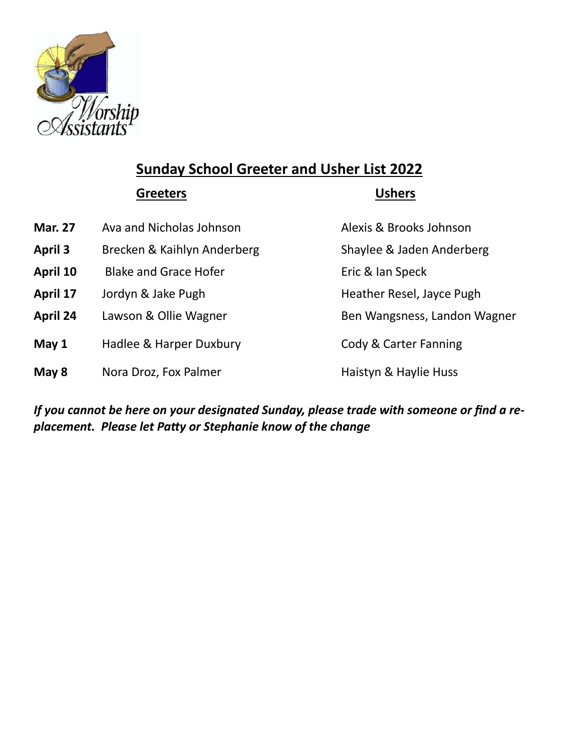Worship Assistants

## Sunday School Greeter and Usher List 2022

| | Greeters | Ushers |
|---|---|---|
| **Mar. 27** | Ava and Nicholas Johnson | Alexis & Brooks Johnson |
| **April 3** | Brecken & Kaihlyn Anderberg | Shaylee & Jaden Anderberg |
| **April 10** | Blake and Grace Hofer | Eric & Ian Speck |
| **April 17** | Jordyn & Jake Pugh | Heather Resel, Jayce Pugh |
| **April 24** | Lawson & Ollie Wagner | Ben Wangsness, Landon Wagner |
| **May 1** | Hadlee & Harper Duxbury | Cody & Carter Fanning |
| **May 8** | Nora Droz, Fox Palmer | Haistyn & Haylie Huss |

***If you cannot be here on your designated Sunday, please trade with someone or find a replacement. Please let Patty or Stephanie know of the change***